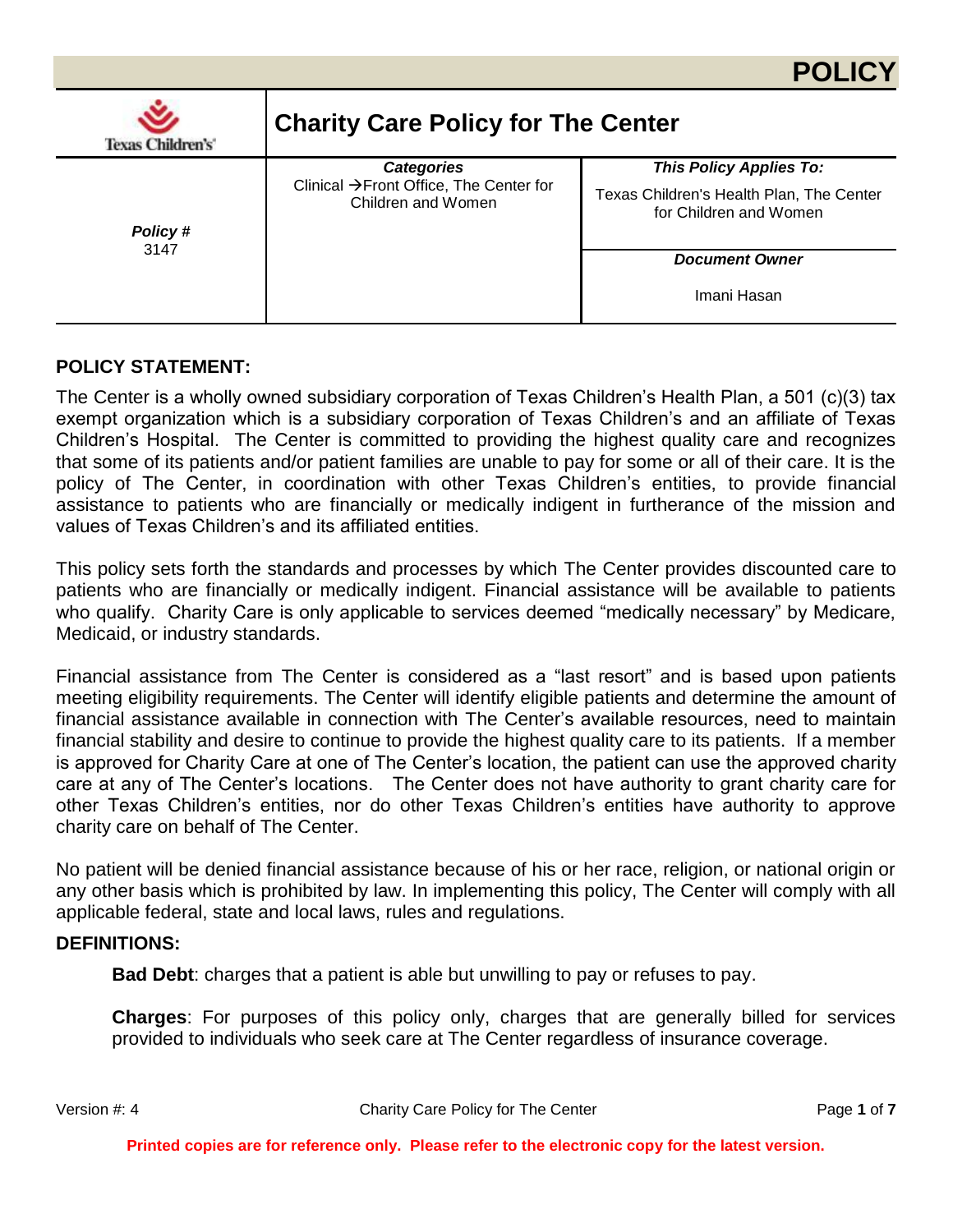# POLICY

| Texas Children's | Charity Care Policy for The Center | |
|---|---|---|
| ***Policy #*** 3147 | ***Categories*** Clinical →Front Office, The Center for Children and Women | ***This Policy Applies To:*** Texas Children's Health Plan, The Center for Children and Women |
| | | ***Document Owner*** Imani Hasan |

## POLICY STATEMENT:

The Center is a wholly owned subsidiary corporation of Texas Children's Health Plan, a 501 (c)(3) tax exempt organization which is a subsidiary corporation of Texas Children's and an affiliate of Texas Children's Hospital. The Center is committed to providing the highest quality care and recognizes that some of its patients and/or patient families are unable to pay for some or all of their care. It is the policy of The Center, in coordination with other Texas Children's entities, to provide financial assistance to patients who are financially or medically indigent in furtherance of the mission and values of Texas Children's and its affiliated entities.

This policy sets forth the standards and processes by which The Center provides discounted care to patients who are financially or medically indigent. Financial assistance will be available to patients who qualify. Charity Care is only applicable to services deemed "medically necessary" by Medicare, Medicaid, or industry standards.

Financial assistance from The Center is considered as a "last resort" and is based upon patients meeting eligibility requirements. The Center will identify eligible patients and determine the amount of financial assistance available in connection with The Center's available resources, need to maintain financial stability and desire to continue to provide the highest quality care to its patients. If a member is approved for Charity Care at one of The Center's location, the patient can use the approved charity care at any of The Center's locations. The Center does not have authority to grant charity care for other Texas Children's entities, nor do other Texas Children's entities have authority to approve charity care on behalf of The Center.

No patient will be denied financial assistance because of his or her race, religion, or national origin or any other basis which is prohibited by law. In implementing this policy, The Center will comply with all applicable federal, state and local laws, rules and regulations.

## DEFINITIONS:

**Bad Debt**: charges that a patient is able but unwilling to pay or refuses to pay.

**Charges**: For purposes of this policy only, charges that are generally billed for services provided to individuals who seek care at The Center regardless of insurance coverage.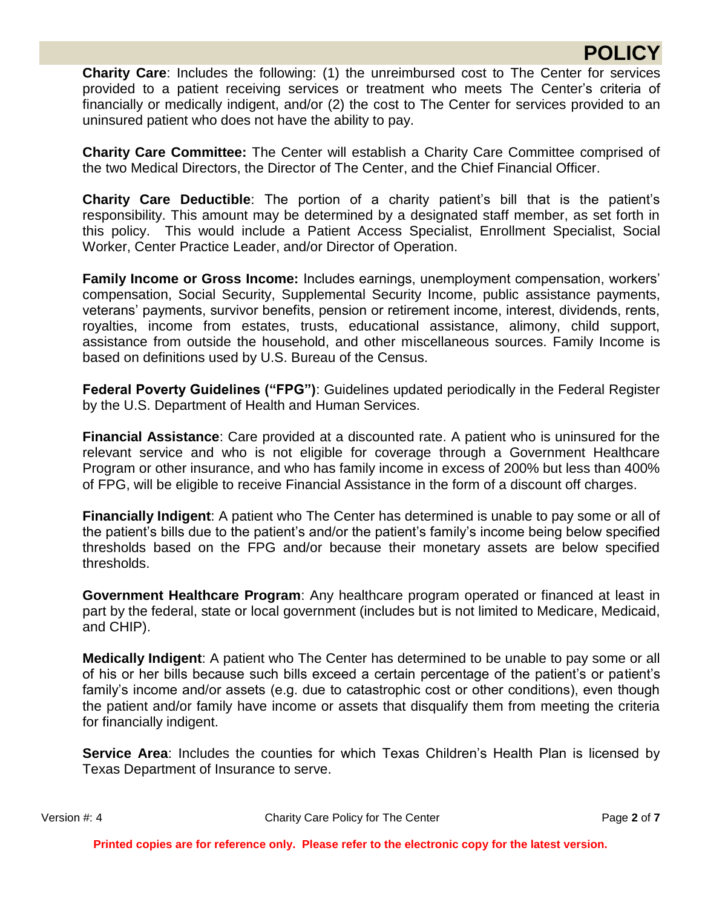**Charity Care**: Includes the following: (1) the unreimbursed cost to The Center for services provided to a patient receiving services or treatment who meets The Center's criteria of financially or medically indigent, and/or (2) the cost to The Center for services provided to an uninsured patient who does not have the ability to pay.

**Charity Care Committee:** The Center will establish a Charity Care Committee comprised of the two Medical Directors, the Director of The Center, and the Chief Financial Officer.

**Charity Care Deductible**: The portion of a charity patient's bill that is the patient's responsibility. This amount may be determined by a designated staff member, as set forth in this policy. This would include a Patient Access Specialist, Enrollment Specialist, Social Worker, Center Practice Leader, and/or Director of Operation.

**Family Income or Gross Income:** Includes earnings, unemployment compensation, workers' compensation, Social Security, Supplemental Security Income, public assistance payments, veterans' payments, survivor benefits, pension or retirement income, interest, dividends, rents, royalties, income from estates, trusts, educational assistance, alimony, child support, assistance from outside the household, and other miscellaneous sources. Family Income is based on definitions used by U.S. Bureau of the Census.

**Federal Poverty Guidelines ("FPG")**: Guidelines updated periodically in the Federal Register by the U.S. Department of Health and Human Services.

**Financial Assistance**: Care provided at a discounted rate. A patient who is uninsured for the relevant service and who is not eligible for coverage through a Government Healthcare Program or other insurance, and who has family income in excess of 200% but less than 400% of FPG, will be eligible to receive Financial Assistance in the form of a discount off charges.

**Financially Indigent**: A patient who The Center has determined is unable to pay some or all of the patient's bills due to the patient's and/or the patient's family's income being below specified thresholds based on the FPG and/or because their monetary assets are below specified thresholds.

**Government Healthcare Program**: Any healthcare program operated or financed at least in part by the federal, state or local government (includes but is not limited to Medicare, Medicaid, and CHIP).

**Medically Indigent**: A patient who The Center has determined to be unable to pay some or all of his or her bills because such bills exceed a certain percentage of the patient's or patient's family's income and/or assets (e.g. due to catastrophic cost or other conditions), even though the patient and/or family have income or assets that disqualify them from meeting the criteria for financially indigent.

**Service Area**: Includes the counties for which Texas Children's Health Plan is licensed by Texas Department of Insurance to serve.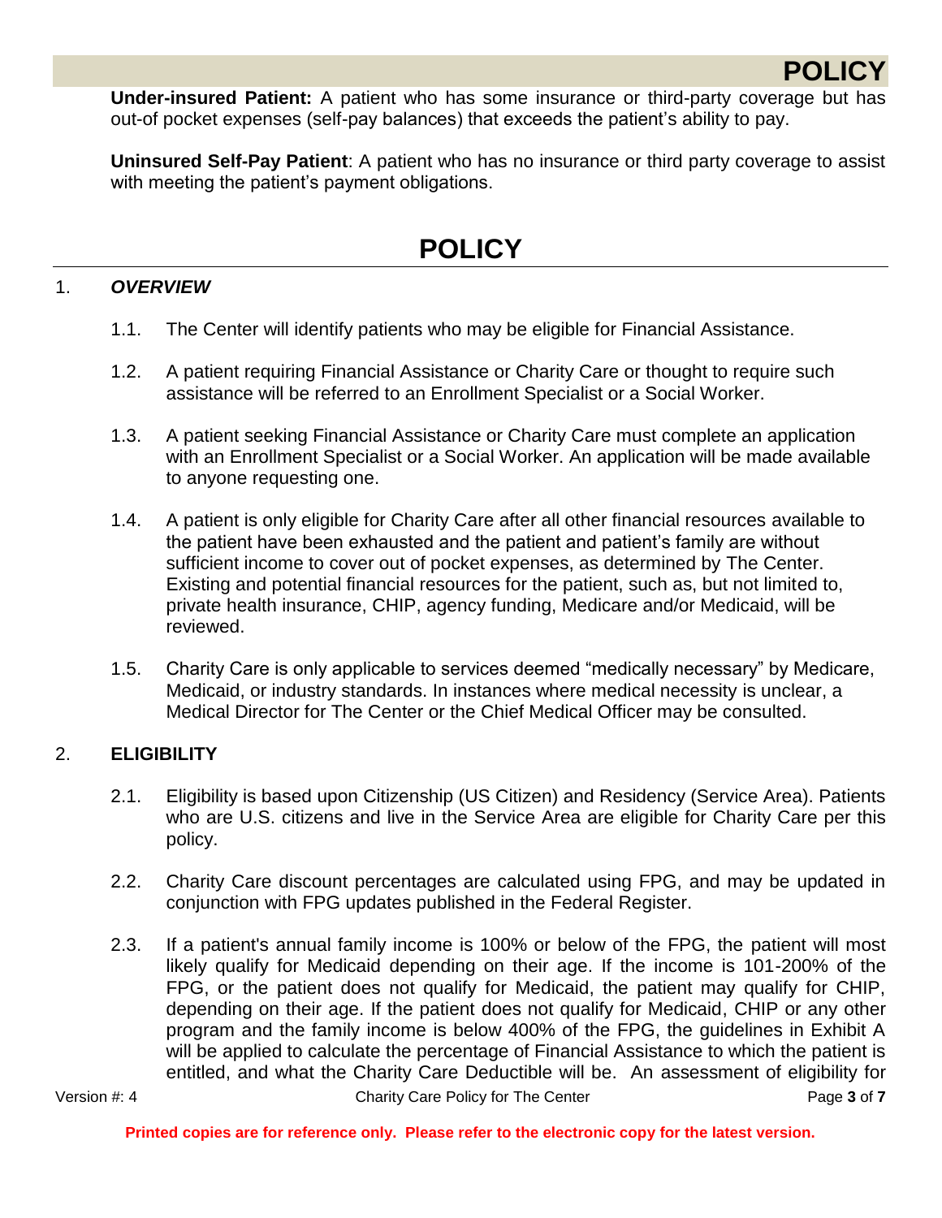**Under-insured Patient:** A patient who has some insurance or third-party coverage but has out-of pocket expenses (self-pay balances) that exceeds the patient's ability to pay.

**Uninsured Self-Pay Patient**: A patient who has no insurance or third party coverage to assist with meeting the patient's payment obligations.

# POLICY

1. ***OVERVIEW***

   1.1. The Center will identify patients who may be eligible for Financial Assistance.

   1.2. A patient requiring Financial Assistance or Charity Care or thought to require such assistance will be referred to an Enrollment Specialist or a Social Worker.

   1.3. A patient seeking Financial Assistance or Charity Care must complete an application with an Enrollment Specialist or a Social Worker. An application will be made available to anyone requesting one.

   1.4. A patient is only eligible for Charity Care after all other financial resources available to the patient have been exhausted and the patient and patient's family are without sufficient income to cover out of pocket expenses, as determined by The Center. Existing and potential financial resources for the patient, such as, but not limited to, private health insurance, CHIP, agency funding, Medicare and/or Medicaid, will be reviewed.

   1.5. Charity Care is only applicable to services deemed "medically necessary" by Medicare, Medicaid, or industry standards. In instances where medical necessity is unclear, a Medical Director for The Center or the Chief Medical Officer may be consulted.

2. **ELIGIBILITY**

   2.1. Eligibility is based upon Citizenship (US Citizen) and Residency (Service Area). Patients who are U.S. citizens and live in the Service Area are eligible for Charity Care per this policy.

   2.2. Charity Care discount percentages are calculated using FPG, and may be updated in conjunction with FPG updates published in the Federal Register.

   2.3. If a patient's annual family income is 100% or below of the FPG, the patient will most likely qualify for Medicaid depending on their age. If the income is 101-200% of the FPG, or the patient does not qualify for Medicaid, the patient may qualify for CHIP, depending on their age. If the patient does not qualify for Medicaid, CHIP or any other program and the family income is below 400% of the FPG, the guidelines in Exhibit A will be applied to calculate the percentage of Financial Assistance to which the patient is entitled, and what the Charity Care Deductible will be. An assessment of eligibility for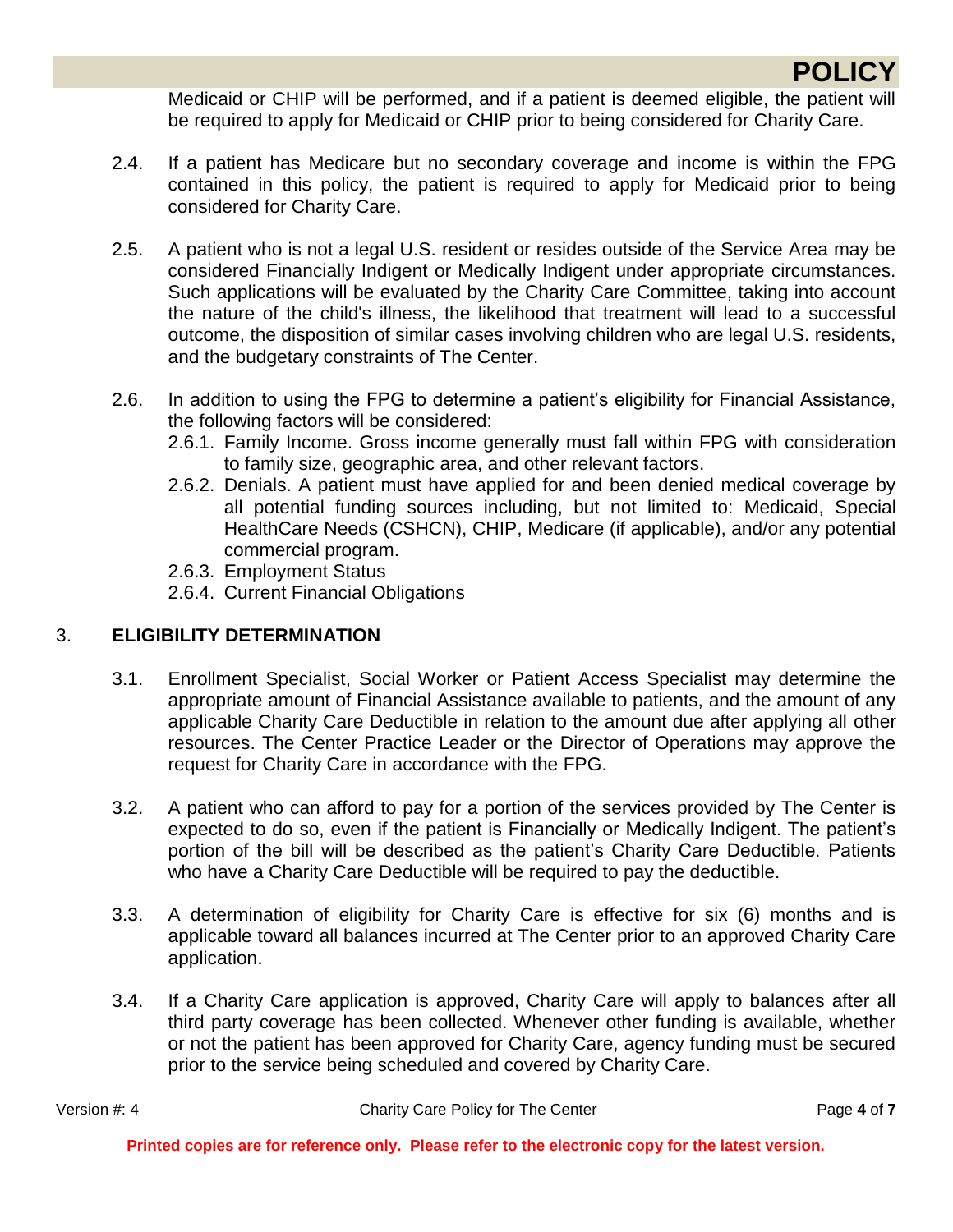Medicaid or CHIP will be performed, and if a patient is deemed eligible, the patient will be required to apply for Medicaid or CHIP prior to being considered for Charity Care.

2.4. If a patient has Medicare but no secondary coverage and income is within the FPG contained in this policy, the patient is required to apply for Medicaid prior to being considered for Charity Care.

2.5. A patient who is not a legal U.S. resident or resides outside of the Service Area may be considered Financially Indigent or Medically Indigent under appropriate circumstances. Such applications will be evaluated by the Charity Care Committee, taking into account the nature of the child's illness, the likelihood that treatment will lead to a successful outcome, the disposition of similar cases involving children who are legal U.S. residents, and the budgetary constraints of The Center.

2.6. In addition to using the FPG to determine a patient's eligibility for Financial Assistance, the following factors will be considered:

- 2.6.1. Family Income. Gross income generally must fall within FPG with consideration to family size, geographic area, and other relevant factors.
- 2.6.2. Denials. A patient must have applied for and been denied medical coverage by all potential funding sources including, but not limited to: Medicaid, Special HealthCare Needs (CSHCN), CHIP, Medicare (if applicable), and/or any potential commercial program.
- 2.6.3. Employment Status
- 2.6.4. Current Financial Obligations

## 3. ELIGIBILITY DETERMINATION

3.1. Enrollment Specialist, Social Worker or Patient Access Specialist may determine the appropriate amount of Financial Assistance available to patients, and the amount of any applicable Charity Care Deductible in relation to the amount due after applying all other resources. The Center Practice Leader or the Director of Operations may approve the request for Charity Care in accordance with the FPG.

3.2. A patient who can afford to pay for a portion of the services provided by The Center is expected to do so, even if the patient is Financially or Medically Indigent. The patient's portion of the bill will be described as the patient's Charity Care Deductible. Patients who have a Charity Care Deductible will be required to pay the deductible.

3.3. A determination of eligibility for Charity Care is effective for six (6) months and is applicable toward all balances incurred at The Center prior to an approved Charity Care application.

3.4. If a Charity Care application is approved, Charity Care will apply to balances after all third party coverage has been collected. Whenever other funding is available, whether or not the patient has been approved for Charity Care, agency funding must be secured prior to the service being scheduled and covered by Charity Care.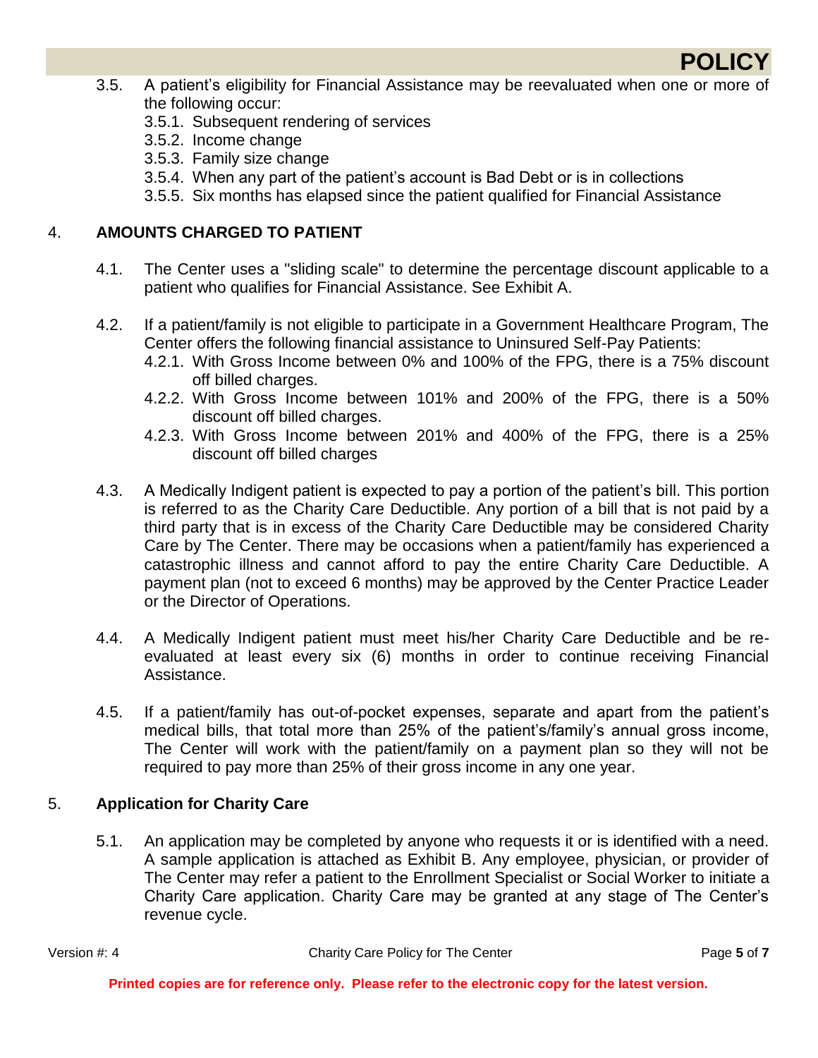3.5. A patient's eligibility for Financial Assistance may be reevaluated when one or more of the following occur:

- 3.5.1. Subsequent rendering of services
- 3.5.2. Income change
- 3.5.3. Family size change
- 3.5.4. When any part of the patient's account is Bad Debt or is in collections
- 3.5.5. Six months has elapsed since the patient qualified for Financial Assistance

## 4. AMOUNTS CHARGED TO PATIENT

4.1. The Center uses a "sliding scale" to determine the percentage discount applicable to a patient who qualifies for Financial Assistance. See Exhibit A.

4.2. If a patient/family is not eligible to participate in a Government Healthcare Program, The Center offers the following financial assistance to Uninsured Self-Pay Patients:

- 4.2.1. With Gross Income between 0% and 100% of the FPG, there is a 75% discount off billed charges.
- 4.2.2. With Gross Income between 101% and 200% of the FPG, there is a 50% discount off billed charges.
- 4.2.3. With Gross Income between 201% and 400% of the FPG, there is a 25% discount off billed charges

4.3. A Medically Indigent patient is expected to pay a portion of the patient's bill. This portion is referred to as the Charity Care Deductible. Any portion of a bill that is not paid by a third party that is in excess of the Charity Care Deductible may be considered Charity Care by The Center. There may be occasions when a patient/family has experienced a catastrophic illness and cannot afford to pay the entire Charity Care Deductible. A payment plan (not to exceed 6 months) may be approved by the Center Practice Leader or the Director of Operations.

4.4. A Medically Indigent patient must meet his/her Charity Care Deductible and be re-evaluated at least every six (6) months in order to continue receiving Financial Assistance.

4.5. If a patient/family has out-of-pocket expenses, separate and apart from the patient's medical bills, that total more than 25% of the patient's/family's annual gross income, The Center will work with the patient/family on a payment plan so they will not be required to pay more than 25% of their gross income in any one year.

## 5. Application for Charity Care

5.1. An application may be completed by anyone who requests it or is identified with a need. A sample application is attached as Exhibit B. Any employee, physician, or provider of The Center may refer a patient to the Enrollment Specialist or Social Worker to initiate a Charity Care application. Charity Care may be granted at any stage of The Center's revenue cycle.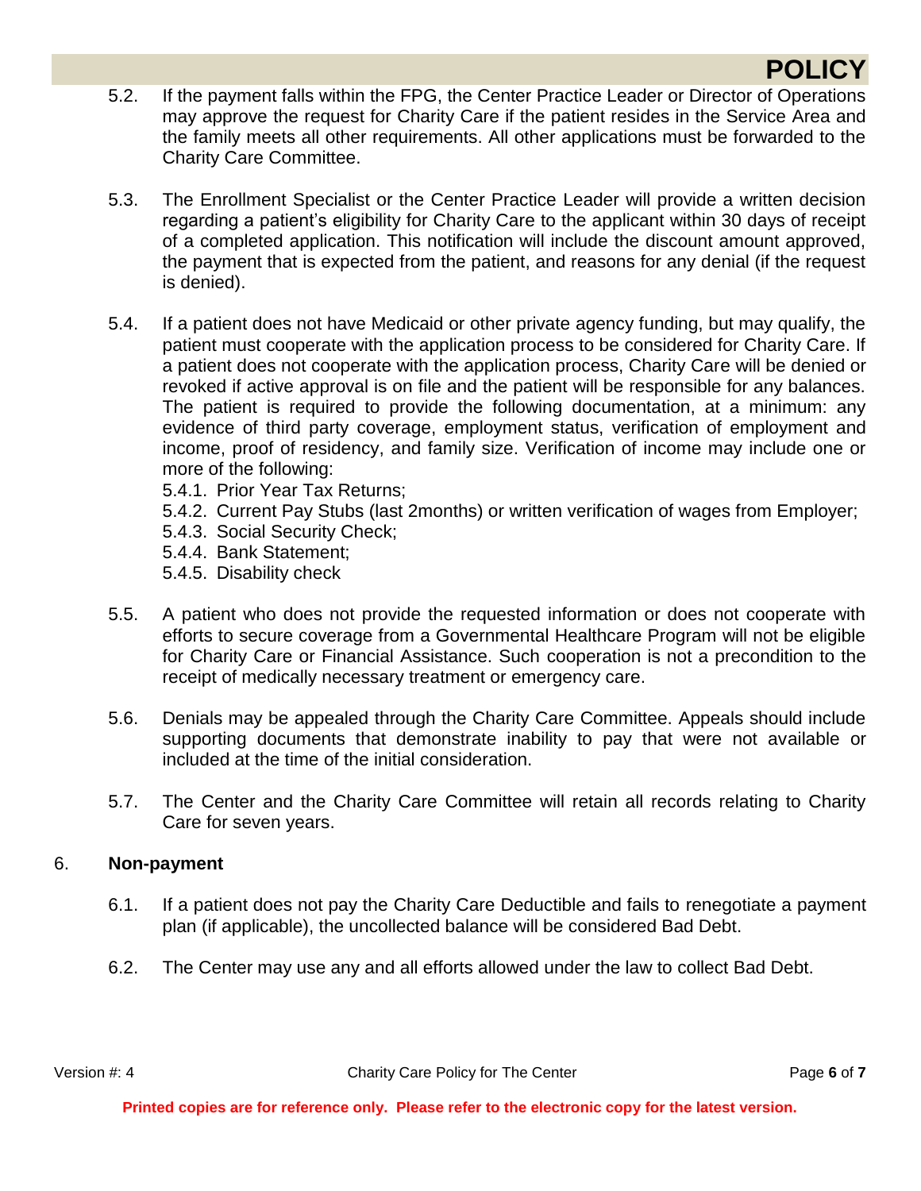5.2. If the payment falls within the FPG, the Center Practice Leader or Director of Operations may approve the request for Charity Care if the patient resides in the Service Area and the family meets all other requirements. All other applications must be forwarded to the Charity Care Committee.

5.3. The Enrollment Specialist or the Center Practice Leader will provide a written decision regarding a patient's eligibility for Charity Care to the applicant within 30 days of receipt of a completed application. This notification will include the discount amount approved, the payment that is expected from the patient, and reasons for any denial (if the request is denied).

5.4. If a patient does not have Medicaid or other private agency funding, but may qualify, the patient must cooperate with the application process to be considered for Charity Care. If a patient does not cooperate with the application process, Charity Care will be denied or revoked if active approval is on file and the patient will be responsible for any balances. The patient is required to provide the following documentation, at a minimum: any evidence of third party coverage, employment status, verification of employment and income, proof of residency, and family size. Verification of income may include one or more of the following:

5.4.1. Prior Year Tax Returns;
5.4.2. Current Pay Stubs (last 2months) or written verification of wages from Employer;
5.4.3. Social Security Check;
5.4.4. Bank Statement;
5.4.5. Disability check

5.5. A patient who does not provide the requested information or does not cooperate with efforts to secure coverage from a Governmental Healthcare Program will not be eligible for Charity Care or Financial Assistance. Such cooperation is not a precondition to the receipt of medically necessary treatment or emergency care.

5.6. Denials may be appealed through the Charity Care Committee. Appeals should include supporting documents that demonstrate inability to pay that were not available or included at the time of the initial consideration.

5.7. The Center and the Charity Care Committee will retain all records relating to Charity Care for seven years.

## 6. Non-payment

6.1. If a patient does not pay the Charity Care Deductible and fails to renegotiate a payment plan (if applicable), the uncollected balance will be considered Bad Debt.

6.2. The Center may use any and all efforts allowed under the law to collect Bad Debt.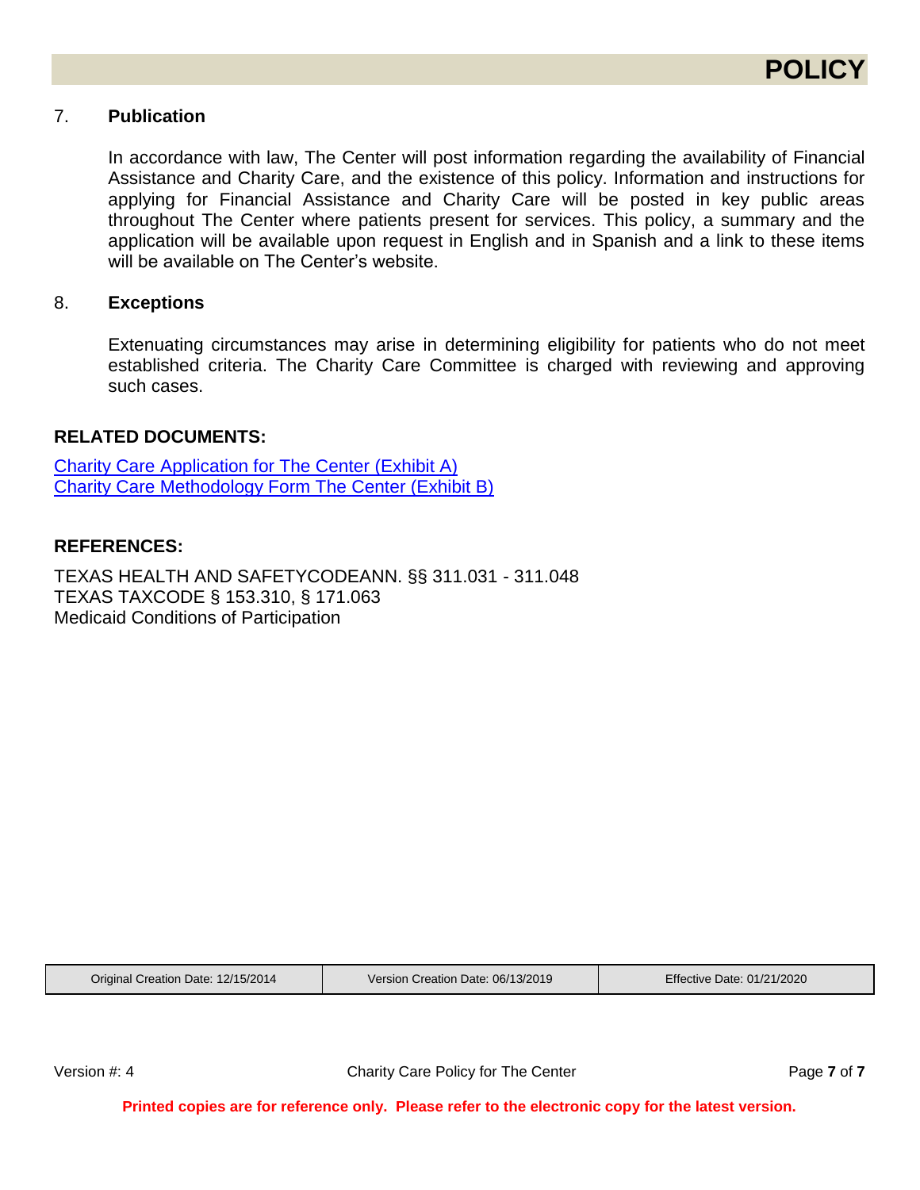7. **Publication**

In accordance with law, The Center will post information regarding the availability of Financial Assistance and Charity Care, and the existence of this policy. Information and instructions for applying for Financial Assistance and Charity Care will be posted in key public areas throughout The Center where patients present for services. This policy, a summary and the application will be available upon request in English and in Spanish and a link to these items will be available on The Center's website.

8. **Exceptions**

Extenuating circumstances may arise in determining eligibility for patients who do not meet established criteria. The Charity Care Committee is charged with reviewing and approving such cases.

## RELATED DOCUMENTS:

Charity Care Application for The Center (Exhibit A)
Charity Care Methodology Form The Center (Exhibit B)

## REFERENCES:

TEXAS HEALTH AND SAFETYCODEANN. §§ 311.031 - 311.048
TEXAS TAXCODE § 153.310, § 171.063
Medicaid Conditions of Participation

| | | |
|---|---|---|
| Original Creation Date: 12/15/2014 | Version Creation Date: 06/13/2019 | Effective Date: 01/21/2020 |